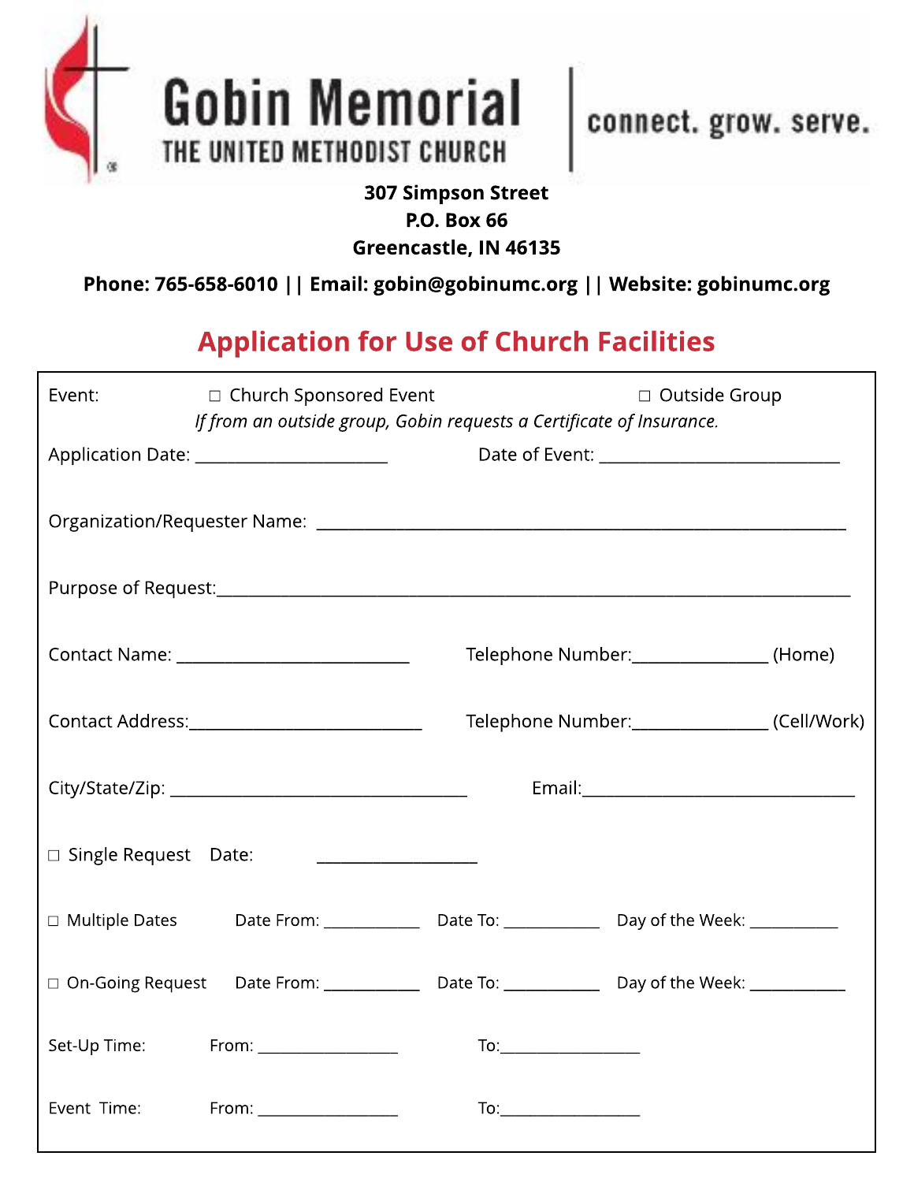# Gobin Memorial

THE UNITED METHODIST CHURCH

connect. grow. serve.

**307 Simpson Street**
**P.O. Box 66**
**Greencastle, IN 46135**

**Phone: 765-658-6010 || Email: gobin@gobinumc.org || Website: gobinumc.org**

## Application for Use of Church Facilities

Event: ☐ Church Sponsored Event ☐ Outside Group

*If from an outside group, Gobin requests a Certificate of Insurance.*

Application Date: ______________________ Date of Event: ____________________________

Organization/Requester Name: ______________________________________________________________

Purpose of Request:___________________________________________________________________________

Contact Name: ___________________________ Telephone Number:_______________ (Home)

Contact Address:___________________________ Telephone Number:_______________ (Cell/Work)

City/State/Zip: __________________________________ Email:_______________________________

☐ Single Request Date: __________________

☐ Multiple Dates Date From: ___________ Date To: ___________ Day of the Week: ___________

☐ On-Going Request Date From: ___________ Date To: ___________ Day of the Week: ___________

Set-Up Time: From: ________________ To:________________

Event Time: From: ________________ To:________________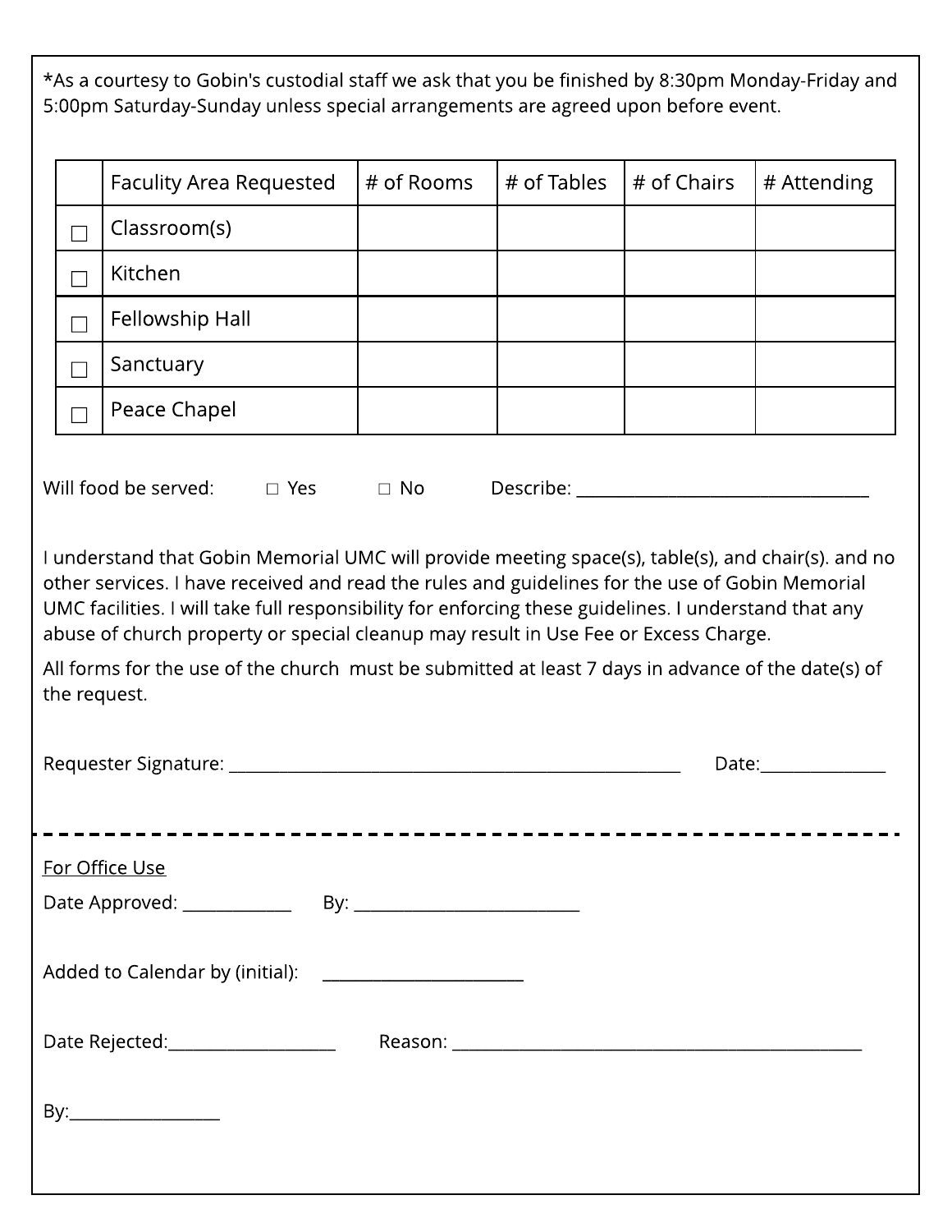*As a courtesy to Gobin's custodial staff we ask that you be finished by 8:30pm Monday-Friday and 5:00pm Saturday-Sunday unless special arrangements are agreed upon before event.

| | Faculty Area Requested | # of Rooms | # of Tables | # of Chairs | # Attending |
|---|---|---|---|---|---|
| ☐ | Classroom(s) | | | | |
| ☐ | Kitchen | | | | |
| ☐ | Fellowship Hall | | | | |
| ☐ | Sanctuary | | | | |
| ☐ | Peace Chapel | | | | |

Will food be served: ☐ Yes ☐ No Describe: ______________________________

I understand that Gobin Memorial UMC will provide meeting space(s), table(s), and chair(s). and no other services. I have received and read the rules and guidelines for the use of Gobin Memorial UMC facilities. I will take full responsibility for enforcing these guidelines. I understand that any abuse of church property or special cleanup may result in Use Fee or Excess Charge.

All forms for the use of the church must be submitted at least 7 days in advance of the date(s) of the request.

Requester Signature: ______________________________________________ Date:____________

---

For Office Use

Date Approved: ___________ By: _______________________

Added to Calendar by (initial): ____________________

Date Rejected:________________ Reason: __________________________________________

By:_______________